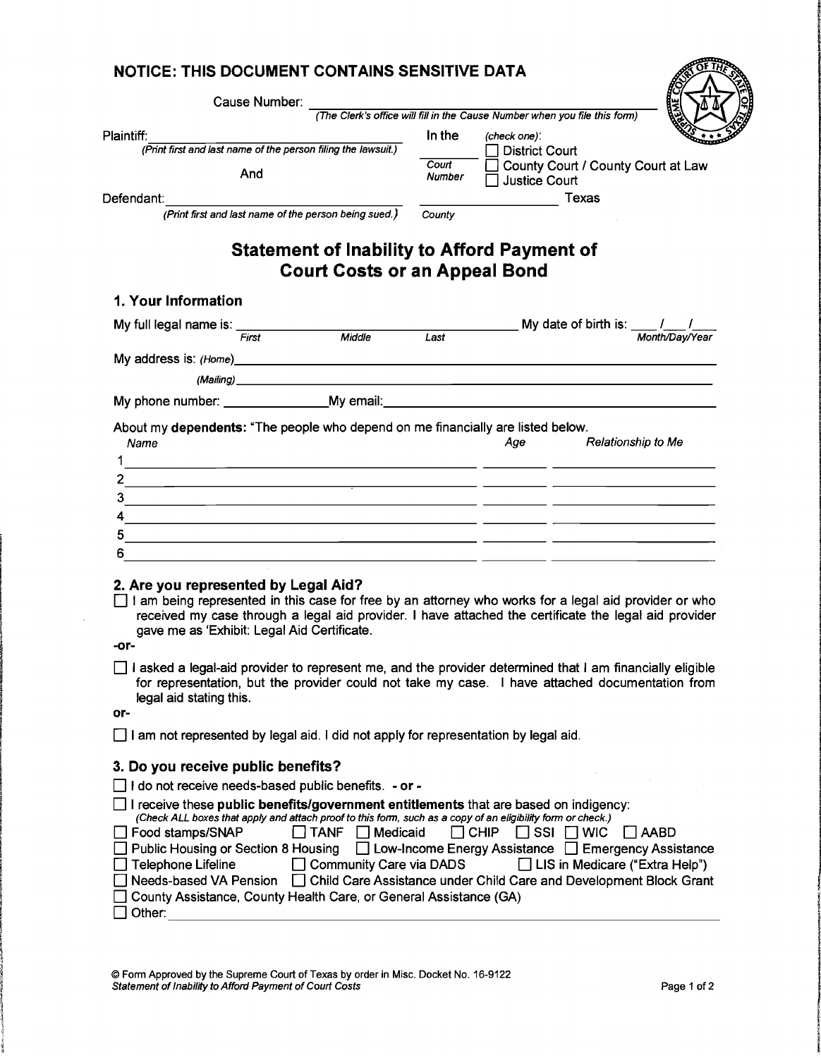## NOTICE: THIS DOCUMENT CONTAINS SENSITIVE DATA

Cause Number: ______________________________
*(The Clerk's office will fill in the Cause Number when you file this form)*

Plaintiff: ______________________________
*(Print first and last name of the person filing the lawsuit.)*

And

Defendant: ______________________________
*(Print first and last name of the person being sued.)*

In the ________ *Court Number*

*(check one)*:
- ☐ District Court
- ☐ County Court / County Court at Law
- ☐ Justice Court

__________________ Texas
*County*

# Statement of Inability to Afford Payment of Court Costs or an Appeal Bond

## 1. Your Information

My full legal name is: ______________ ______________ ______________ My date of birth is: ___/___/___
*First* *Middle* *Last* *Month/Day/Year*

My address is: *(Home)* ______________________________

*(Mailing)* ______________________________

My phone number: ______________ My email: ______________________________

About my **dependents:** "The people who depend on me financially are listed below.

| | *Name* | *Age* | *Relationship to Me* |
|---|---|---|---|
| 1 | | | |
| 2 | | | |
| 3 | | | |
| 4 | | | |
| 5 | | | |
| 6 | | | |

## 2. Are you represented by Legal Aid?

☐ I am being represented in this case for free by an attorney who works for a legal aid provider or who received my case through a legal aid provider. I have attached the certificate the legal aid provider gave me as 'Exhibit: Legal Aid Certificate.

-or-

☐ I asked a legal-aid provider to represent me, and the provider determined that I am financially eligible for representation, but the provider could not take my case. I have attached documentation from legal aid stating this.

or-

☐ I am not represented by legal aid. I did not apply for representation by legal aid.

## 3. Do you receive public benefits?

☐ I do not receive needs-based public benefits. **- or -**

☐ I receive these **public benefits/government entitlements** that are based on indigency:
*(Check ALL boxes that apply and attach proof to this form, such as a copy of an eligibility form or check.)*

☐ Food stamps/SNAP ☐ TANF ☐ Medicaid ☐ CHIP ☐ SSI ☐ WIC ☐ AABD
☐ Public Housing or Section 8 Housing ☐ Low-Income Energy Assistance ☐ Emergency Assistance
☐ Telephone Lifeline ☐ Community Care via DADS ☐ LIS in Medicare ("Extra Help")
☐ Needs-based VA Pension ☐ Child Care Assistance under Child Care and Development Block Grant
☐ County Assistance, County Health Care, or General Assistance (GA)
☐ Other: ______________________________

© Form Approved by the Supreme Court of Texas by order in Misc. Docket No. 16-9122
*Statement of Inability to Afford Payment of Court Costs*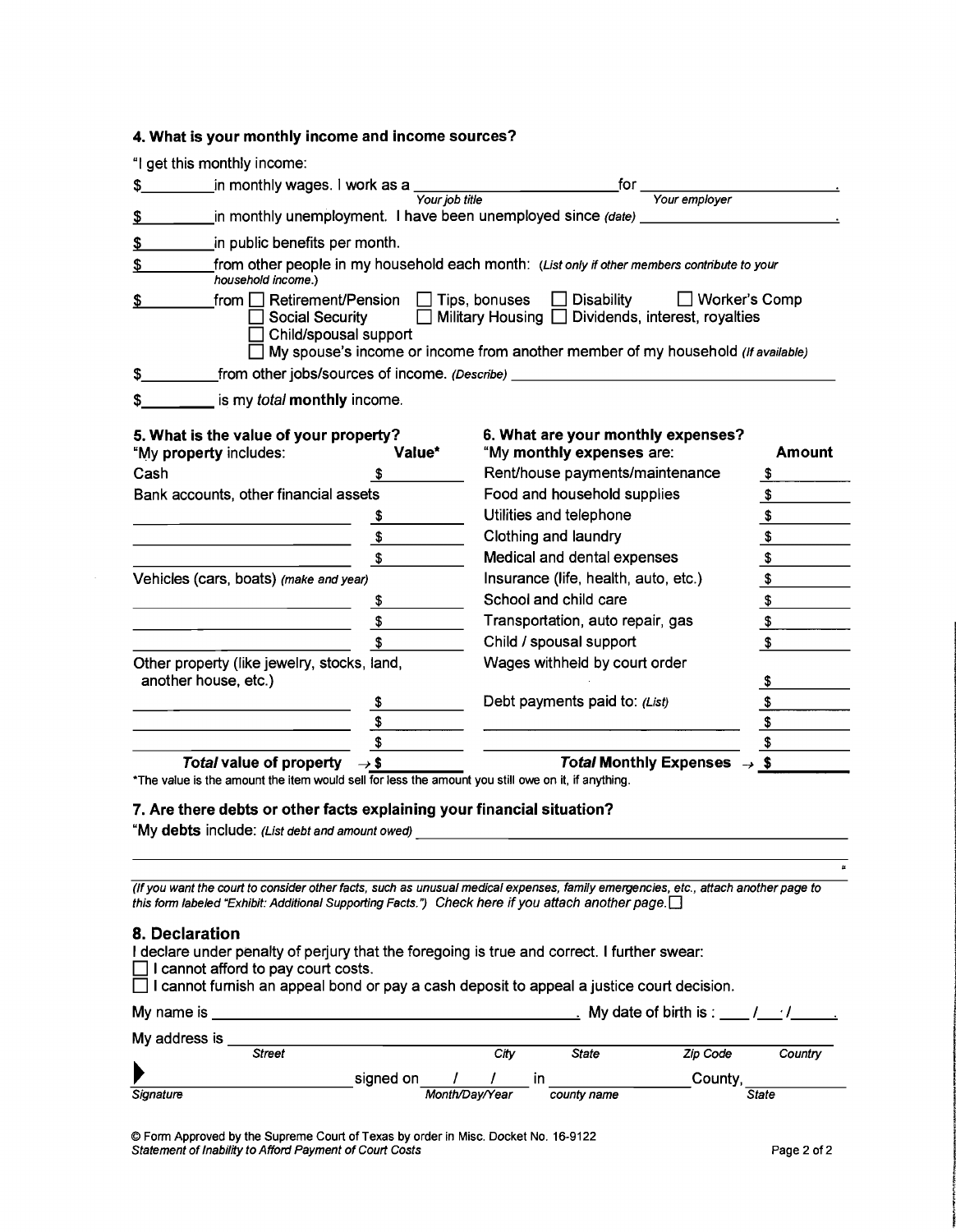### 4. What is your monthly income and income sources?

"I get this monthly income:

$\_\_\_\_\_\_\_\_ in monthly wages. I work as a \_\_\_\_\_\_\_\_\_\_\_\_\_\_\_\_\_\_\_\_ (*Your job title*) for \_\_\_\_\_\_\_\_\_\_\_\_\_\_\_\_\_\_\_\_ (*Your employer*).

$\_\_\_\_\_\_\_\_ in monthly unemployment. I have been unemployed since *(date)* \_\_\_\_\_\_\_\_\_\_\_\_\_\_\_\_\_\_\_\_.

$\_\_\_\_\_\_\_\_ in public benefits per month.

$\_\_\_\_\_\_\_\_ from other people in my household each month: *(List only if other members contribute to your household income.)*

$\_\_\_\_\_\_\_\_ from ☐ Retirement/Pension ☐ Tips, bonuses ☐ Disability ☐ Worker's Comp ☐ Social Security ☐ Military Housing ☐ Dividends, interest, royalties ☐ Child/spousal support ☐ My spouse's income or income from another member of my household *(if available)*

$\_\_\_\_\_\_\_\_ from other jobs/sources of income. *(Describe)* \_\_\_\_\_\_\_\_\_\_\_\_\_\_\_\_\_\_\_\_

$\_\_\_\_\_\_\_\_ is my *total* **monthly** income.

### 5. What is the value of your property?

| "My **property** includes: | Value* |
|---|---|
| Cash | $ |
| Bank accounts, other financial assets | |
| | $ |
| | $ |
| | $ |
| Vehicles (cars, boats) *(make and year)* | |
| | $ |
| | $ |
| | $ |
| Other property (like jewelry, stocks, land, another house, etc.) | |
| | $ |
| | $ |
| | $ |
| ***Total* value of property** → | $ |

*The value is the amount the item would sell for less the amount you still owe on it, if anything.

### 6. What are your monthly expenses?

| "My **monthly expenses** are: | Amount |
|---|---|
| Rent/house payments/maintenance | $ |
| Food and household supplies | $ |
| Utilities and telephone | $ |
| Clothing and laundry | $ |
| Medical and dental expenses | $ |
| Insurance (life, health, auto, etc.) | $ |
| School and child care | $ |
| Transportation, auto repair, gas | $ |
| Child / spousal support | $ |
| Wages withheld by court order | $ |
| Debt payments paid to: *(List)* | $ |
| | $ |
| | $ |
| ***Total* Monthly Expenses** → | $ |

### 7. Are there debts or other facts explaining your financial situation?

"My **debts** include: *(List debt and amount owed)* \_\_\_\_\_\_\_\_\_\_\_\_\_\_\_\_\_\_\_\_

\_\_\_\_\_\_\_\_\_\_\_\_\_\_\_\_\_\_\_\_"

*(If you want the court to consider other facts, such as unusual medical expenses, family emergencies, etc., attach another page to this form labeled "Exhibit: Additional Supporting Facts.")* Check here if you attach another page. ☐

### 8. Declaration

I declare under penalty of perjury that the foregoing is true and correct. I further swear:

☐ I cannot afford to pay court costs.

☐ I cannot furnish an appeal bond or pay a cash deposit to appeal a justice court decision.

My name is \_\_\_\_\_\_\_\_\_\_\_\_\_\_\_\_\_\_\_\_. My date of birth is : \_\_\_/\_\_\_/\_\_\_\_.

My address is \_\_\_\_\_\_\_\_\_\_\_\_\_\_\_\_\_\_\_\_
*Street* *City* *State* *Zip Code* *Country*

\_\_\_\_\_\_\_\_\_\_\_\_\_\_\_\_\_\_\_\_ signed on \_\_\_/\_\_\_/\_\_\_ in \_\_\_\_\_\_\_\_\_\_\_\_ County, \_\_\_\_\_\_\_\_\_\_\_\_
*Signature* *Month/Day/Year* *county name* *State*

© Form Approved by the Supreme Court of Texas by order in Misc. Docket No. 16-9122
*Statement of Inability to Afford Payment of Court Costs*